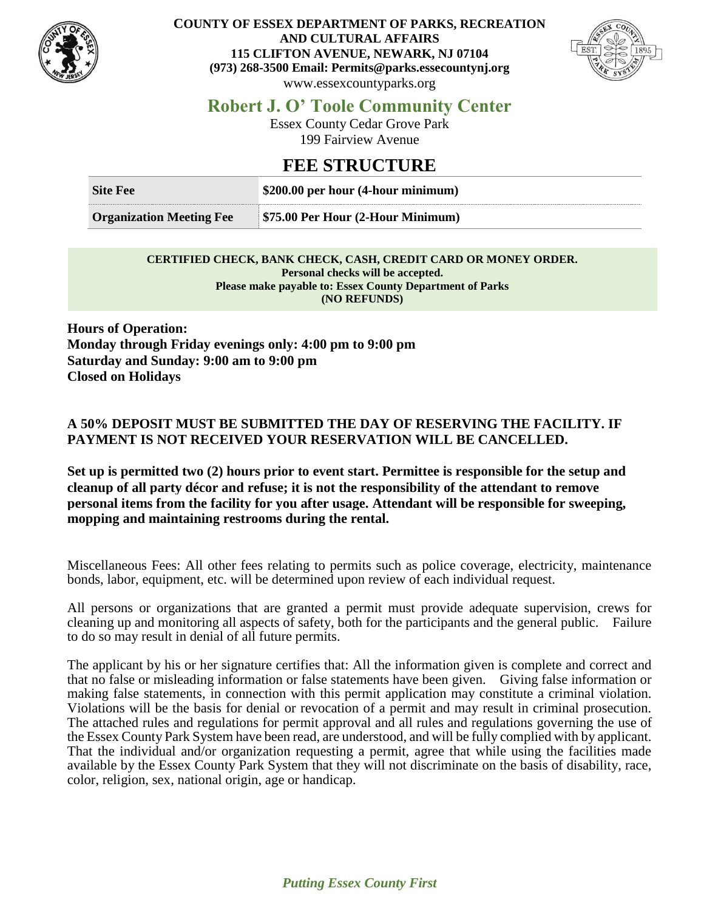**COUNTY OF ESSEX DEPARTMENT OF PARKS, RECREATION AND CULTURAL AFFAIRS**
**115 CLIFTON AVENUE, NEWARK, NJ 07104**
**(973) 268-3500 Email: Permits@parks.essexcountynj.org**
www.essexcountyparks.org

# Robert J. O' Toole Community Center

Essex County Cedar Grove Park
199 Fairview Avenue

## FEE STRUCTURE

| Site Fee | $200.00 per hour (4-hour minimum) |
|---|---|
| **Organization Meeting Fee** | **$75.00 Per Hour (2-Hour Minimum)** |

**CERTIFIED CHECK, BANK CHECK, CASH, CREDIT CARD OR MONEY ORDER.**
**Personal checks will be accepted.**
**Please make payable to: Essex County Department of Parks**
**(NO REFUNDS)**

**Hours of Operation:**
**Monday through Friday evenings only: 4:00 pm to 9:00 pm**
**Saturday and Sunday: 9:00 am to 9:00 pm**
**Closed on Holidays**

**A 50% DEPOSIT MUST BE SUBMITTED THE DAY OF RESERVING THE FACILITY. IF PAYMENT IS NOT RECEIVED YOUR RESERVATION WILL BE CANCELLED.**

**Set up is permitted two (2) hours prior to event start. Permittee is responsible for the setup and cleanup of all party décor and refuse; it is not the responsibility of the attendant to remove personal items from the facility for you after usage. Attendant will be responsible for sweeping, mopping and maintaining restrooms during the rental.**

Miscellaneous Fees: All other fees relating to permits such as police coverage, electricity, maintenance bonds, labor, equipment, etc. will be determined upon review of each individual request.

All persons or organizations that are granted a permit must provide adequate supervision, crews for cleaning up and monitoring all aspects of safety, both for the participants and the general public. Failure to do so may result in denial of all future permits.

The applicant by his or her signature certifies that: All the information given is complete and correct and that no false or misleading information or false statements have been given. Giving false information or making false statements, in connection with this permit application may constitute a criminal violation. Violations will be the basis for denial or revocation of a permit and may result in criminal prosecution. The attached rules and regulations for permit approval and all rules and regulations governing the use of the Essex County Park System have been read, are understood, and will be fully complied with by applicant. That the individual and/or organization requesting a permit, agree that while using the facilities made available by the Essex County Park System that they will not discriminate on the basis of disability, race, color, religion, sex, national origin, age or handicap.

***Putting Essex County First***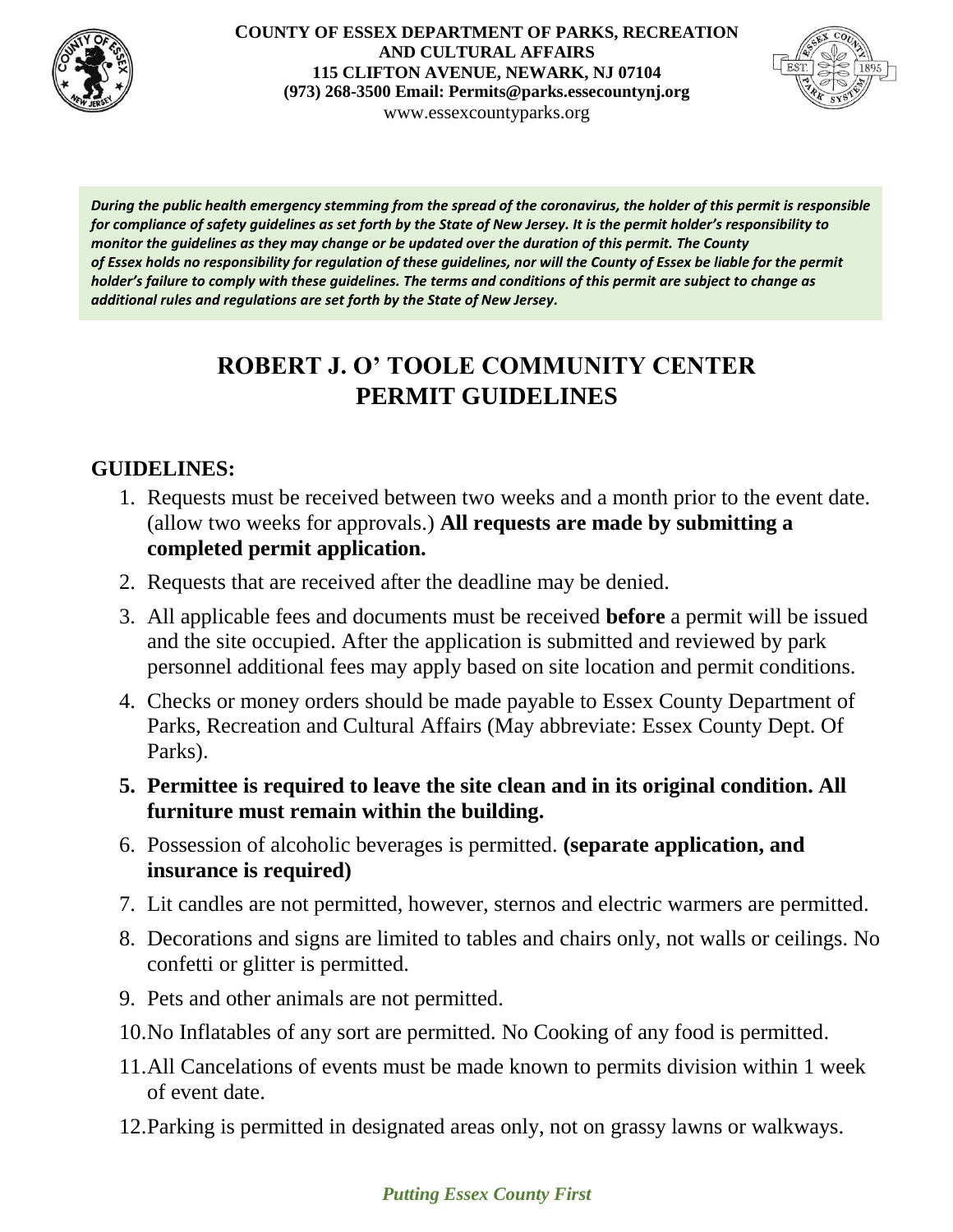**COUNTY OF ESSEX DEPARTMENT OF PARKS, RECREATION AND CULTURAL AFFAIRS**
**115 CLIFTON AVENUE, NEWARK, NJ 07104**
**(973) 268-3500 Email: Permits@parks.essecountynj.org**
www.essexcountyparks.org

***During the public health emergency stemming from the spread of the coronavirus, the holder of this permit is responsible for compliance of safety guidelines as set forth by the State of New Jersey. It is the permit holder's responsibility to monitor the guidelines as they may change or be updated over the duration of this permit. The County of Essex holds no responsibility for regulation of these guidelines, nor will the County of Essex be liable for the permit holder's failure to comply with these guidelines. The terms and conditions of this permit are subject to change as additional rules and regulations are set forth by the State of New Jersey.***

# ROBERT J. O' TOOLE COMMUNITY CENTER PERMIT GUIDELINES

## GUIDELINES:

1. Requests must be received between two weeks and a month prior to the event date. (allow two weeks for approvals.) **All requests are made by submitting a completed permit application.**
2. Requests that are received after the deadline may be denied.
3. All applicable fees and documents must be received **before** a permit will be issued and the site occupied. After the application is submitted and reviewed by park personnel additional fees may apply based on site location and permit conditions.
4. Checks or money orders should be made payable to Essex County Department of Parks, Recreation and Cultural Affairs (May abbreviate: Essex County Dept. Of Parks).
5. **Permittee is required to leave the site clean and in its original condition. All furniture must remain within the building.**
6. Possession of alcoholic beverages is permitted. **(separate application, and insurance is required)**
7. Lit candles are not permitted, however, sternos and electric warmers are permitted.
8. Decorations and signs are limited to tables and chairs only, not walls or ceilings. No confetti or glitter is permitted.
9. Pets and other animals are not permitted.
10. No Inflatables of any sort are permitted. No Cooking of any food is permitted.
11. All Cancelations of events must be made known to permits division within 1 week of event date.
12. Parking is permitted in designated areas only, not on grassy lawns or walkways.

***Putting Essex County First***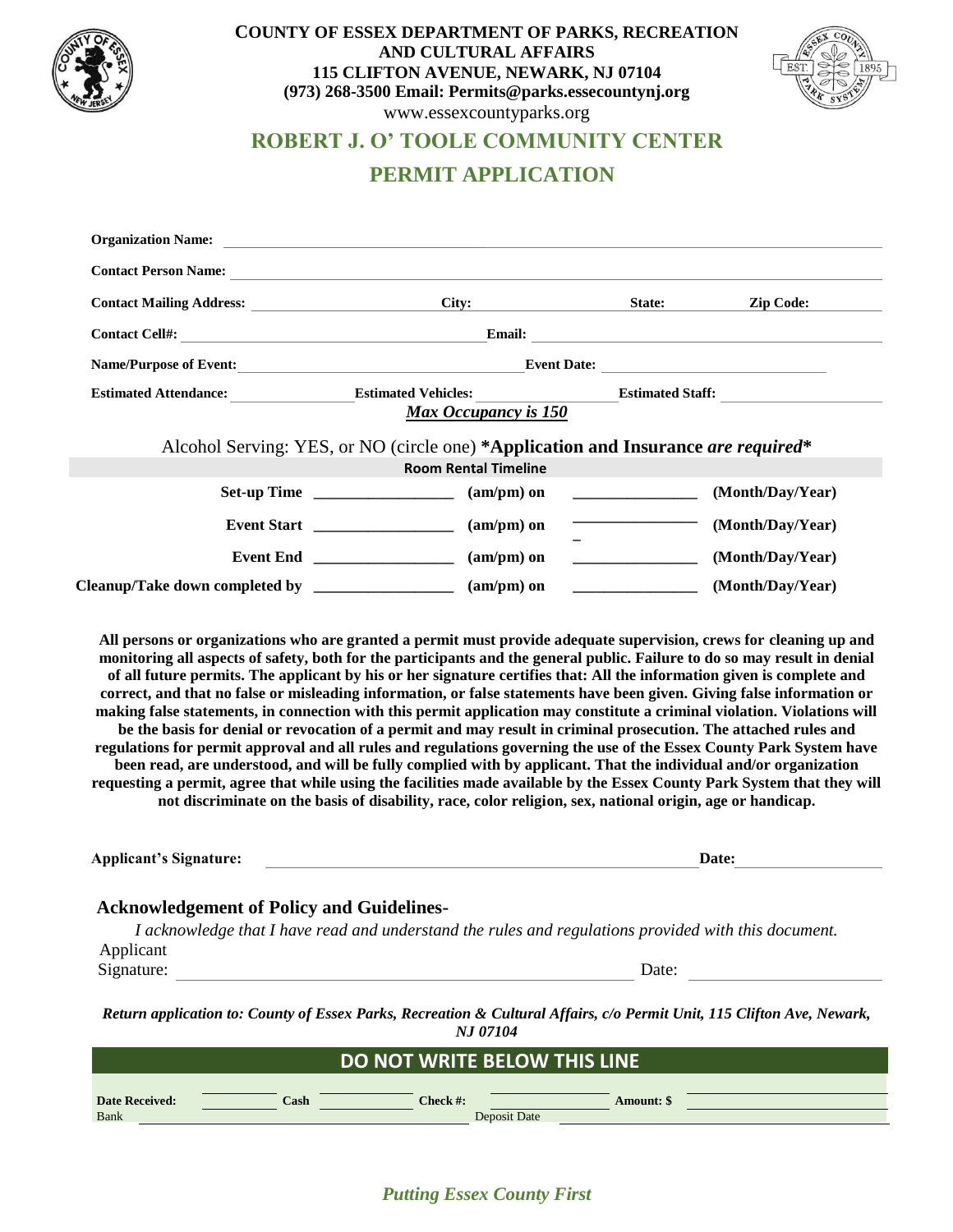**COUNTY OF ESSEX DEPARTMENT OF PARKS, RECREATION AND CULTURAL AFFAIRS**
**115 CLIFTON AVENUE, NEWARK, NJ 07104**
**(973) 268-3500 Email: Permits@parks.essecountynj.org**
www.essexcountyparks.org

# ROBERT J. O' TOOLE COMMUNITY CENTER

# PERMIT APPLICATION

**Organization Name:** ____________________

**Contact Person Name:** ____________________

**Contact Mailing Address:** __________ **City:** __________ **State:** __________ **Zip Code:** __________

**Contact Cell#:** __________ **Email:** __________

**Name/Purpose of Event:** __________ **Event Date:** __________

**Estimated Attendance:** __________ **Estimated Vehicles:** __________ **Estimated Staff:** __________

***Max Occupancy is 150***

Alcohol Serving: YES, or NO (circle one) ***Application and Insurance *are required****

**Room Rental Timeline**

| | | | | |
|---|---|---|---|---|
| **Set-up Time** | _________________ | **(am/pm) on** | _______________ | **(Month/Day/Year)** |
| **Event Start** | _________________ | **(am/pm) on** | _______________ | **(Month/Day/Year)** |
| **Event End** | _________________ | **(am/pm) on** | _______________ | **(Month/Day/Year)** |
| **Cleanup/Take down completed by** | _________________ | **(am/pm) on** | _______________ | **(Month/Day/Year)** |

**All persons or organizations who are granted a permit must provide adequate supervision, crews for cleaning up and monitoring all aspects of safety, both for the participants and the general public. Failure to do so may result in denial of all future permits. The applicant by his or her signature certifies that: All the information given is complete and correct, and that no false or misleading information, or false statements have been given. Giving false information or making false statements, in connection with this permit application may constitute a criminal violation. Violations will be the basis for denial or revocation of a permit and may result in criminal prosecution. The attached rules and regulations for permit approval and all rules and regulations governing the use of the Essex County Park System have been read, are understood, and will be fully complied with by applicant. That the individual and/or organization requesting a permit, agree that while using the facilities made available by the Essex County Park System that they will not discriminate on the basis of disability, race, color religion, sex, national origin, age or handicap.**

**Applicant's Signature:** ______________________________ **Date:** __________

### Acknowledgement of Policy and Guidelines-

*I acknowledge that I have read and understand the rules and regulations provided with this document.*

Applicant Signature: ______________________________ Date: __________

***Return application to: County of Essex Parks, Recreation & Cultural Affairs, c/o Permit Unit, 115 Clifton Ave, Newark, NJ 07104***

**DO NOT WRITE BELOW THIS LINE**

**Date Received:** __________ **Cash** __________ **Check #:** __________ **Amount: $** __________

Bank __________ Deposit Date __________

***Putting Essex County First***